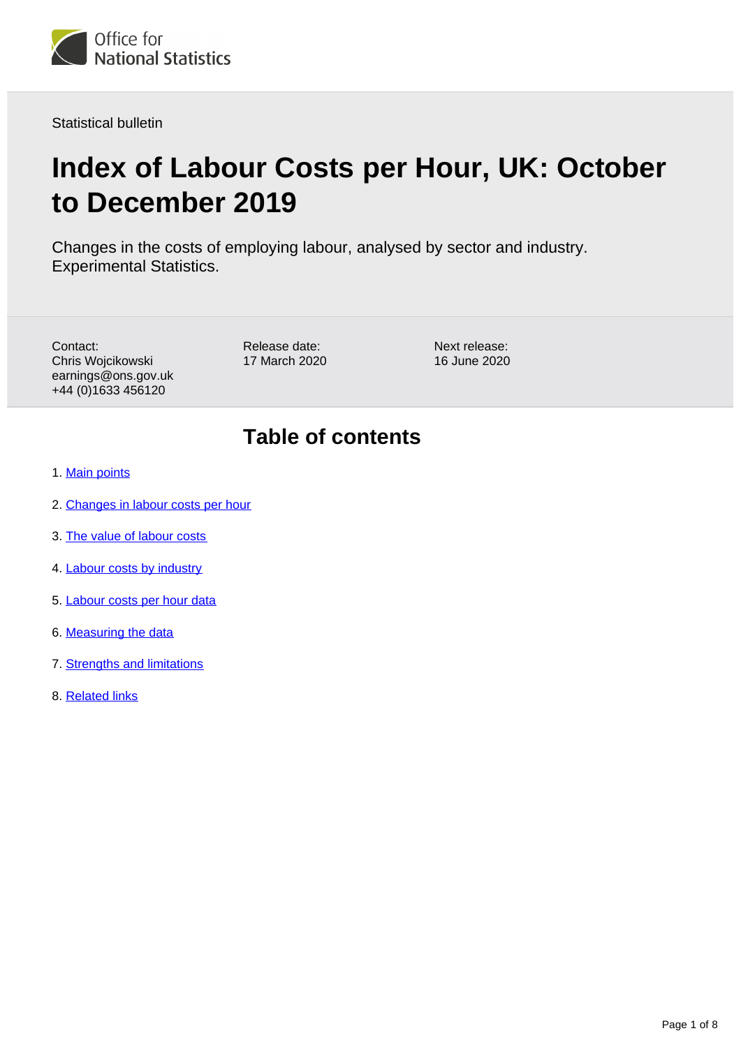Office for National Statistics

Statistical bulletin

# Index of Labour Costs per Hour, UK: October to December 2019

Changes in the costs of employing labour, analysed by sector and industry. Experimental Statistics.

Contact:
Chris Wojcikowski
earnings@ons.gov.uk
+44 (0)1633 456120

Release date:
17 March 2020

Next release:
16 June 2020

## Table of contents

1. Main points
2. Changes in labour costs per hour
3. The value of labour costs
4. Labour costs by industry
5. Labour costs per hour data
6. Measuring the data
7. Strengths and limitations
8. Related links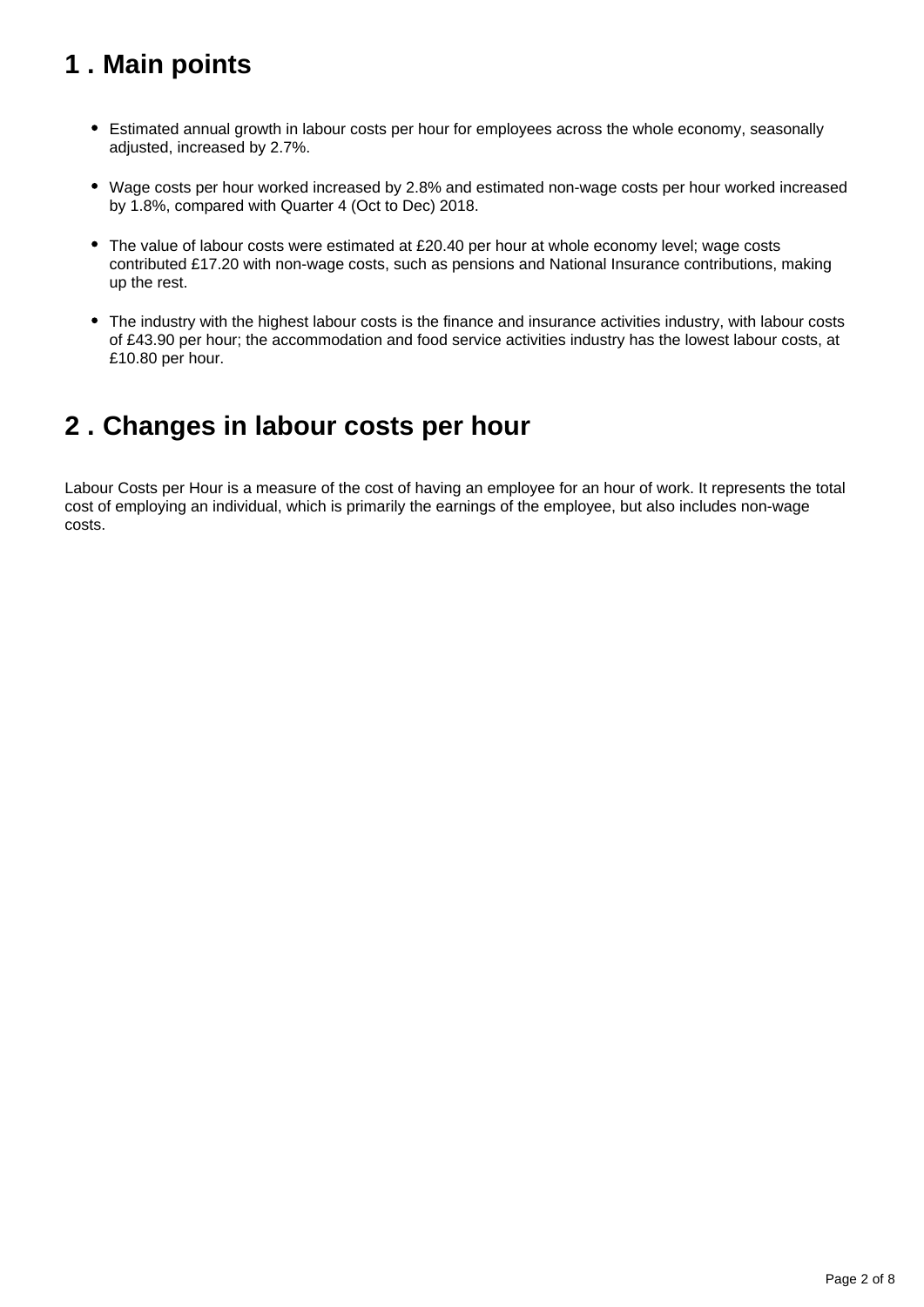## 1 . Main points

- Estimated annual growth in labour costs per hour for employees across the whole economy, seasonally adjusted, increased by 2.7%.
- Wage costs per hour worked increased by 2.8% and estimated non-wage costs per hour worked increased by 1.8%, compared with Quarter 4 (Oct to Dec) 2018.
- The value of labour costs were estimated at £20.40 per hour at whole economy level; wage costs contributed £17.20 with non-wage costs, such as pensions and National Insurance contributions, making up the rest.
- The industry with the highest labour costs is the finance and insurance activities industry, with labour costs of £43.90 per hour; the accommodation and food service activities industry has the lowest labour costs, at £10.80 per hour.

## 2 . Changes in labour costs per hour

Labour Costs per Hour is a measure of the cost of having an employee for an hour of work. It represents the total cost of employing an individual, which is primarily the earnings of the employee, but also includes non-wage costs.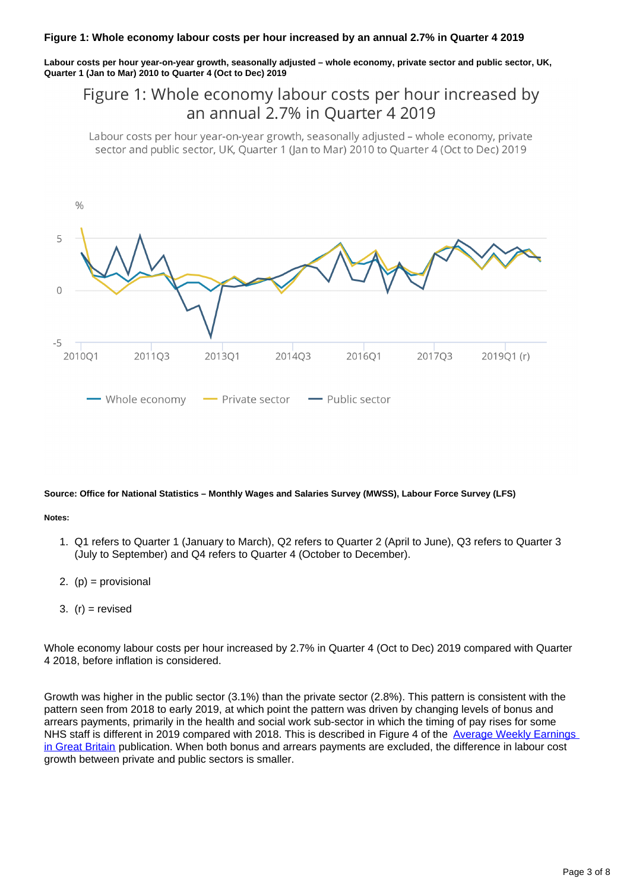### Figure 1: Whole economy labour costs per hour increased by an annual 2.7% in Quarter 4 2019

**Labour costs per hour year-on-year growth, seasonally adjusted – whole economy, private sector and public sector, UK, Quarter 1 (Jan to Mar) 2010 to Quarter 4 (Oct to Dec) 2019**

**Source: Office for National Statistics – Monthly Wages and Salaries Survey (MWSS), Labour Force Survey (LFS)**

**Notes:**

1. Q1 refers to Quarter 1 (January to March), Q2 refers to Quarter 2 (April to June), Q3 refers to Quarter 3 (July to September) and Q4 refers to Quarter 4 (October to December).
2. (p) = provisional
3. (r) = revised

Whole economy labour costs per hour increased by 2.7% in Quarter 4 (Oct to Dec) 2019 compared with Quarter 4 2018, before inflation is considered.

Growth was higher in the public sector (3.1%) than the private sector (2.8%). This pattern is consistent with the pattern seen from 2018 to early 2019, at which point the pattern was driven by changing levels of bonus and arrears payments, primarily in the health and social work sub-sector in which the timing of pay rises for some NHS staff is different in 2019 compared with 2018. This is described in Figure 4 of the [Average Weekly Earnings in Great Britain] publication. When both bonus and arrears payments are excluded, the difference in labour cost growth between private and public sectors is smaller.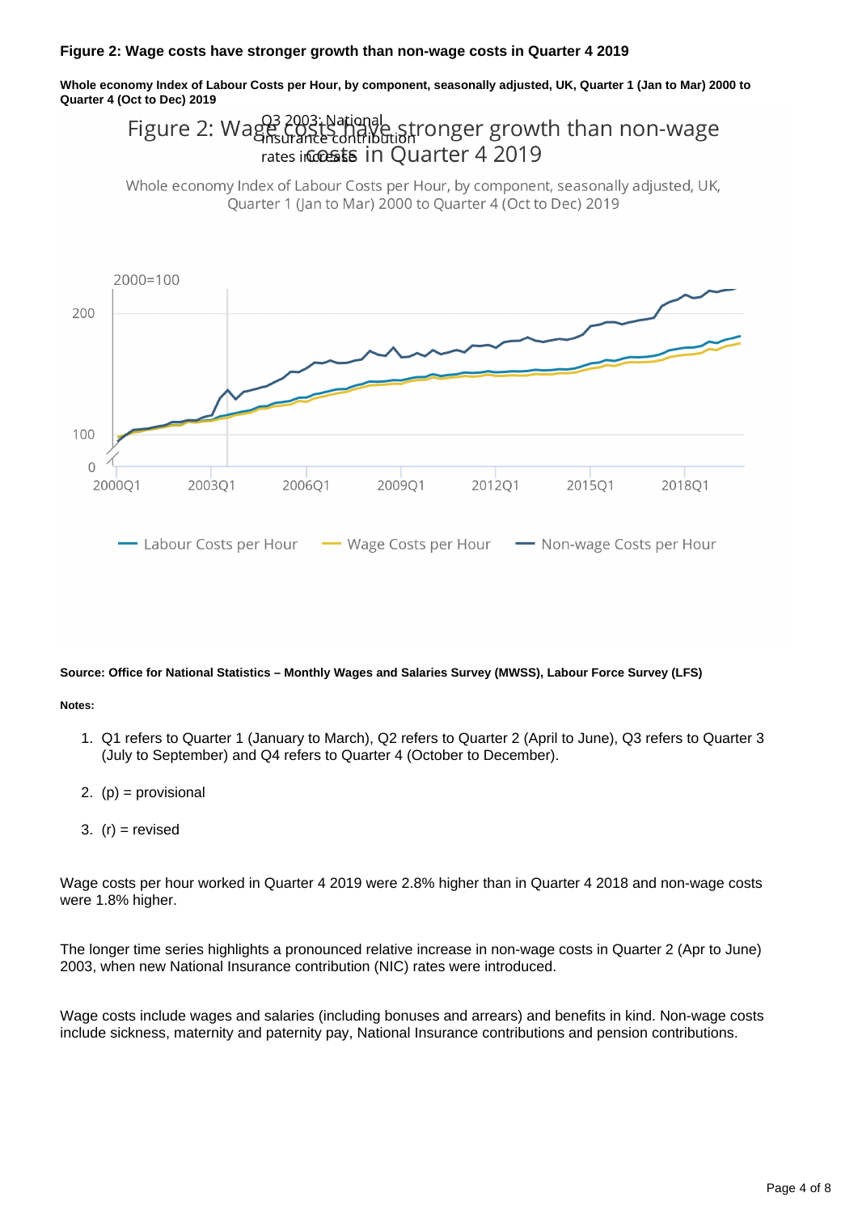### Figure 2: Wage costs have stronger growth than non-wage costs in Quarter 4 2019

**Whole economy Index of Labour Costs per Hour, by component, seasonally adjusted, UK, Quarter 1 (Jan to Mar) 2000 to Quarter 4 (Oct to Dec) 2019**

**Source: Office for National Statistics – Monthly Wages and Salaries Survey (MWSS), Labour Force Survey (LFS)**

**Notes:**

1. Q1 refers to Quarter 1 (January to March), Q2 refers to Quarter 2 (April to June), Q3 refers to Quarter 3 (July to September) and Q4 refers to Quarter 4 (October to December).
2. (p) = provisional
3. (r) = revised

Wage costs per hour worked in Quarter 4 2019 were 2.8% higher than in Quarter 4 2018 and non-wage costs were 1.8% higher.

The longer time series highlights a pronounced relative increase in non-wage costs in Quarter 2 (Apr to June) 2003, when new National Insurance contribution (NIC) rates were introduced.

Wage costs include wages and salaries (including bonuses and arrears) and benefits in kind. Non-wage costs include sickness, maternity and paternity pay, National Insurance contributions and pension contributions.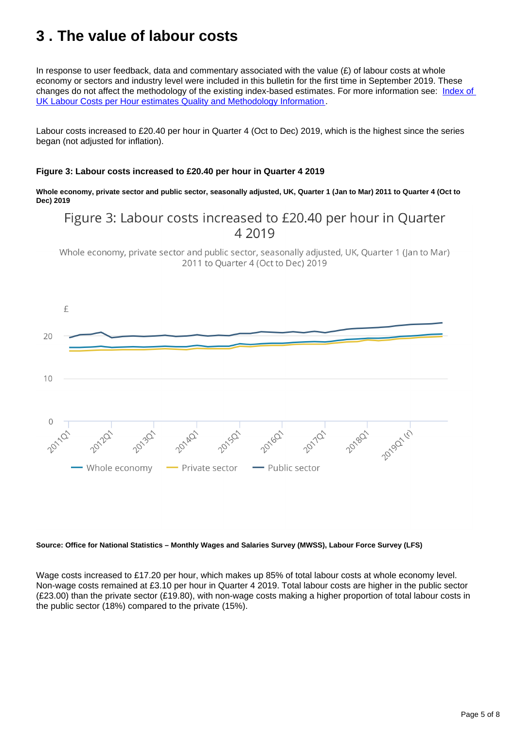# 3 . The value of labour costs

In response to user feedback, data and commentary associated with the value (£) of labour costs at whole economy or sectors and industry level were included in this bulletin for the first time in September 2019. These changes do not affect the methodology of the existing index-based estimates. For more information see: [Index of UK Labour Costs per Hour estimates Quality and Methodology Information](#).

Labour costs increased to £20.40 per hour in Quarter 4 (Oct to Dec) 2019, which is the highest since the series began (not adjusted for inflation).

**Figure 3: Labour costs increased to £20.40 per hour in Quarter 4 2019**

**Whole economy, private sector and public sector, seasonally adjusted, UK, Quarter 1 (Jan to Mar) 2011 to Quarter 4 (Oct to Dec) 2019**

**Source: Office for National Statistics – Monthly Wages and Salaries Survey (MWSS), Labour Force Survey (LFS)**

Wage costs increased to £17.20 per hour, which makes up 85% of total labour costs at whole economy level. Non-wage costs remained at £3.10 per hour in Quarter 4 2019. Total labour costs are higher in the public sector (£23.00) than the private sector (£19.80), with non-wage costs making a higher proportion of total labour costs in the public sector (18%) compared to the private (15%).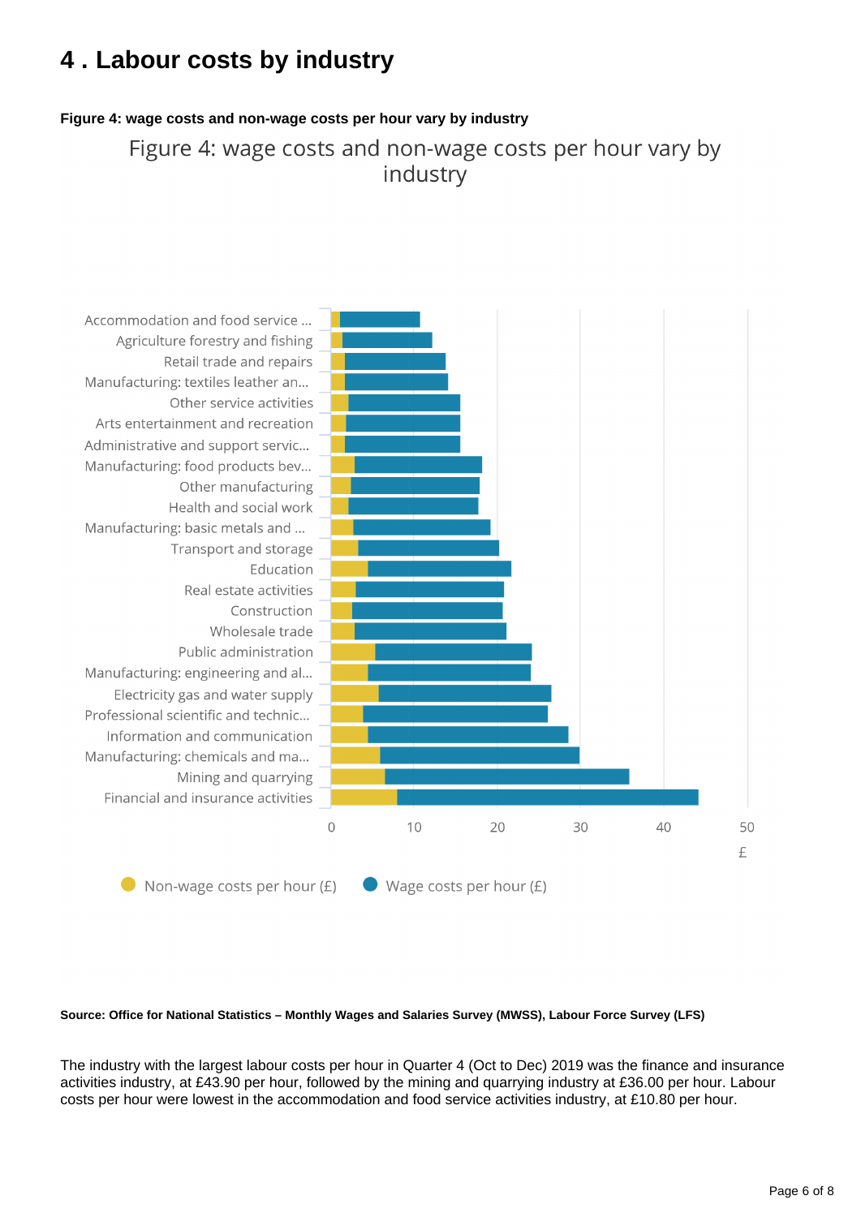# 4 . Labour costs by industry

**Figure 4: wage costs and non-wage costs per hour vary by industry**

Figure 4: wage costs and non-wage costs per hour vary by industry

Accommodation and food service ...
Agriculture forestry and fishing
Retail trade and repairs
Manufacturing: textiles leather an...
Other service activities
Arts entertainment and recreation
Administrative and support servic...
Manufacturing: food products bev...
Other manufacturing
Health and social work
Manufacturing: basic metals and ...
Transport and storage
Education
Real estate activities
Construction
Wholesale trade
Public administration
Manufacturing: engineering and al...
Electricity gas and water supply
Professional scientific and technic...
Information and communication
Manufacturing: chemicals and ma...
Mining and quarrying
Financial and insurance activities

0 10 20 30 40 50
£

Non-wage costs per hour (£) Wage costs per hour (£)

**Source: Office for National Statistics – Monthly Wages and Salaries Survey (MWSS), Labour Force Survey (LFS)**

The industry with the largest labour costs per hour in Quarter 4 (Oct to Dec) 2019 was the finance and insurance activities industry, at £43.90 per hour, followed by the mining and quarrying industry at £36.00 per hour. Labour costs per hour were lowest in the accommodation and food service activities industry, at £10.80 per hour.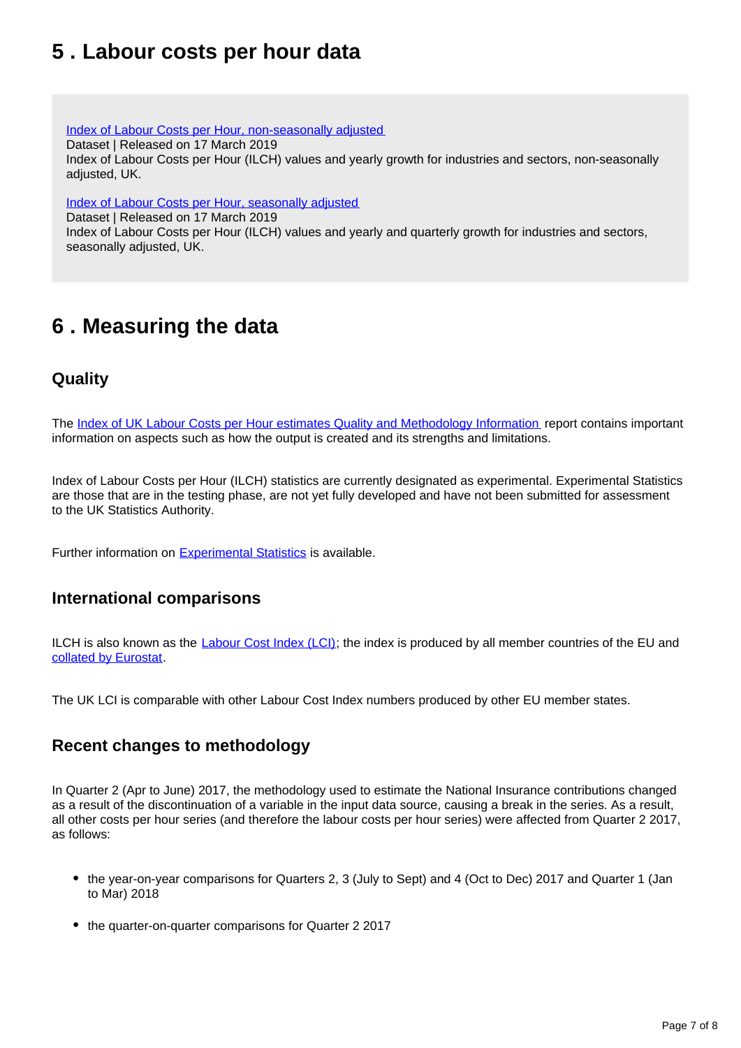## 5 . Labour costs per hour data

[Index of Labour Costs per Hour, non-seasonally adjusted](#)
Dataset | Released on 17 March 2019
Index of Labour Costs per Hour (ILCH) values and yearly growth for industries and sectors, non-seasonally adjusted, UK.

[Index of Labour Costs per Hour, seasonally adjusted](#)
Dataset | Released on 17 March 2019
Index of Labour Costs per Hour (ILCH) values and yearly and quarterly growth for industries and sectors, seasonally adjusted, UK.

## 6 . Measuring the data

### Quality

The [Index of UK Labour Costs per Hour estimates Quality and Methodology Information](#) report contains important information on aspects such as how the output is created and its strengths and limitations.

Index of Labour Costs per Hour (ILCH) statistics are currently designated as experimental. Experimental Statistics are those that are in the testing phase, are not yet fully developed and have not been submitted for assessment to the UK Statistics Authority.

Further information on [Experimental Statistics](#) is available.

### International comparisons

ILCH is also known as the [Labour Cost Index (LCI)](#); the index is produced by all member countries of the EU and [collated by Eurostat](#).

The UK LCI is comparable with other Labour Cost Index numbers produced by other EU member states.

### Recent changes to methodology

In Quarter 2 (Apr to June) 2017, the methodology used to estimate the National Insurance contributions changed as a result of the discontinuation of a variable in the input data source, causing a break in the series. As a result, all other costs per hour series (and therefore the labour costs per hour series) were affected from Quarter 2 2017, as follows:

- the year-on-year comparisons for Quarters 2, 3 (July to Sept) and 4 (Oct to Dec) 2017 and Quarter 1 (Jan to Mar) 2018
- the quarter-on-quarter comparisons for Quarter 2 2017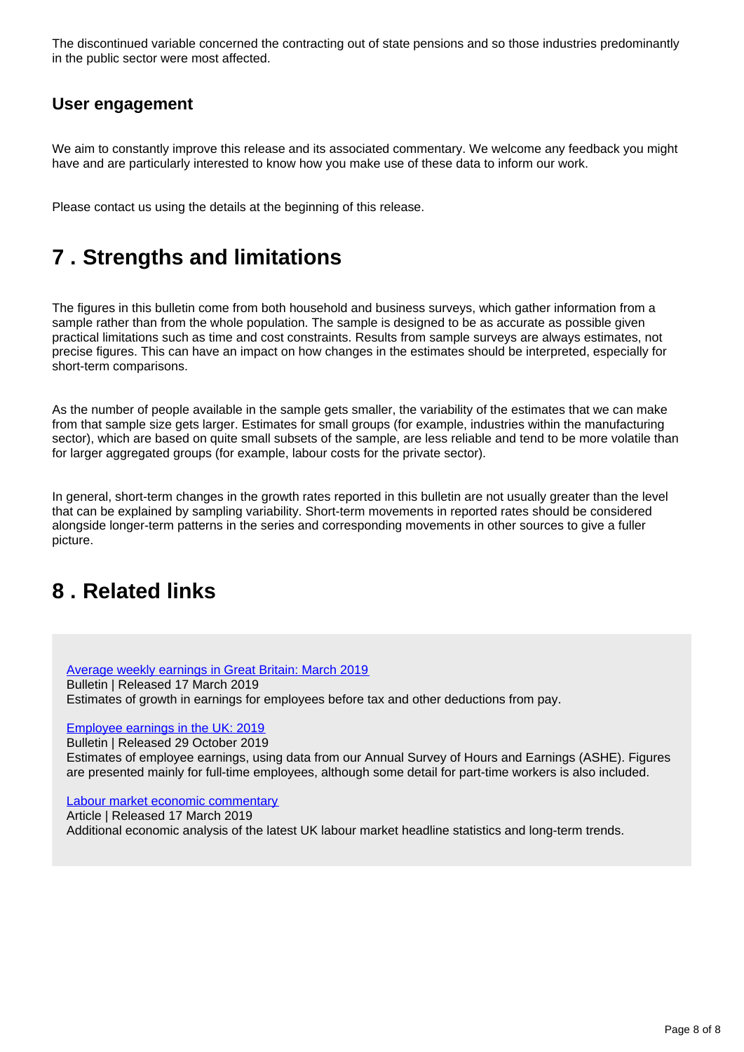The discontinued variable concerned the contracting out of state pensions and so those industries predominantly in the public sector were most affected.

### User engagement

We aim to constantly improve this release and its associated commentary. We welcome any feedback you might have and are particularly interested to know how you make use of these data to inform our work.

Please contact us using the details at the beginning of this release.

## 7 . Strengths and limitations

The figures in this bulletin come from both household and business surveys, which gather information from a sample rather than from the whole population. The sample is designed to be as accurate as possible given practical limitations such as time and cost constraints. Results from sample surveys are always estimates, not precise figures. This can have an impact on how changes in the estimates should be interpreted, especially for short-term comparisons.

As the number of people available in the sample gets smaller, the variability of the estimates that we can make from that sample size gets larger. Estimates for small groups (for example, industries within the manufacturing sector), which are based on quite small subsets of the sample, are less reliable and tend to be more volatile than for larger aggregated groups (for example, labour costs for the private sector).

In general, short-term changes in the growth rates reported in this bulletin are not usually greater than the level that can be explained by sampling variability. Short-term movements in reported rates should be considered alongside longer-term patterns in the series and corresponding movements in other sources to give a fuller picture.

## 8 . Related links

[Average weekly earnings in Great Britain: March 2019](#)
Bulletin | Released 17 March 2019
Estimates of growth in earnings for employees before tax and other deductions from pay.

[Employee earnings in the UK: 2019](#)
Bulletin | Released 29 October 2019
Estimates of employee earnings, using data from our Annual Survey of Hours and Earnings (ASHE). Figures are presented mainly for full-time employees, although some detail for part-time workers is also included.

[Labour market economic commentary](#)
Article | Released 17 March 2019
Additional economic analysis of the latest UK labour market headline statistics and long-term trends.